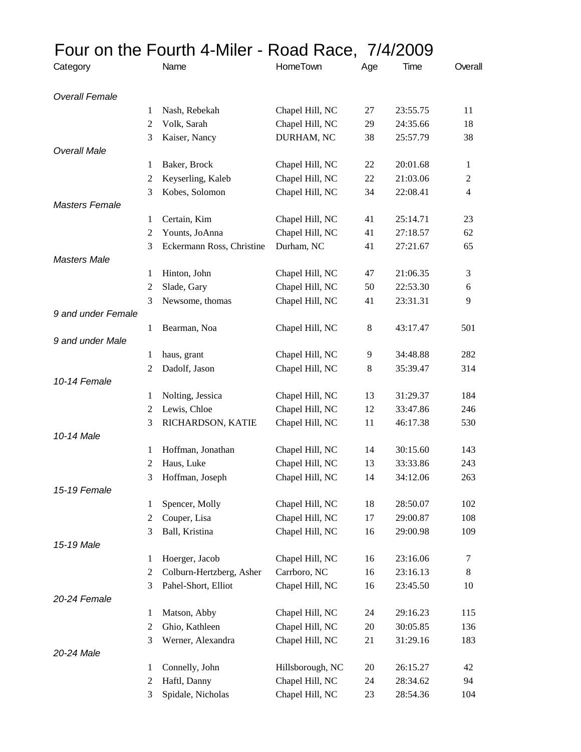# Four on the Fourth 4-Miler - Road Race, 7/4/2009

| Category | | Name | HomeTown | Age | Time | Overall |
|---|---|---|---|---|---|---|
| *Overall Female* | | | | | | |
| | 1 | Nash, Rebekah | Chapel Hill, NC | 27 | 23:55.75 | 11 |
| | 2 | Volk, Sarah | Chapel Hill, NC | 29 | 24:35.66 | 18 |
| | 3 | Kaiser, Nancy | DURHAM, NC | 38 | 25:57.79 | 38 |
| *Overall Male* | | | | | | |
| | 1 | Baker, Brock | Chapel Hill, NC | 22 | 20:01.68 | 1 |
| | 2 | Keyserling, Kaleb | Chapel Hill, NC | 22 | 21:03.06 | 2 |
| | 3 | Kobes, Solomon | Chapel Hill, NC | 34 | 22:08.41 | 4 |
| *Masters Female* | | | | | | |
| | 1 | Certain, Kim | Chapel Hill, NC | 41 | 25:14.71 | 23 |
| | 2 | Younts, JoAnna | Chapel Hill, NC | 41 | 27:18.57 | 62 |
| | 3 | Eckermann Ross, Christine | Durham, NC | 41 | 27:21.67 | 65 |
| *Masters Male* | | | | | | |
| | 1 | Hinton, John | Chapel Hill, NC | 47 | 21:06.35 | 3 |
| | 2 | Slade, Gary | Chapel Hill, NC | 50 | 22:53.30 | 6 |
| | 3 | Newsome, thomas | Chapel Hill, NC | 41 | 23:31.31 | 9 |
| *9 and under Female* | | | | | | |
| | 1 | Bearman, Noa | Chapel Hill, NC | 8 | 43:17.47 | 501 |
| *9 and under Male* | | | | | | |
| | 1 | haus, grant | Chapel Hill, NC | 9 | 34:48.88 | 282 |
| | 2 | Dadolf, Jason | Chapel Hill, NC | 8 | 35:39.47 | 314 |
| *10-14 Female* | | | | | | |
| | 1 | Nolting, Jessica | Chapel Hill, NC | 13 | 31:29.37 | 184 |
| | 2 | Lewis, Chloe | Chapel Hill, NC | 12 | 33:47.86 | 246 |
| | 3 | RICHARDSON, KATIE | Chapel Hill, NC | 11 | 46:17.38 | 530 |
| *10-14 Male* | | | | | | |
| | 1 | Hoffman, Jonathan | Chapel Hill, NC | 14 | 30:15.60 | 143 |
| | 2 | Haus, Luke | Chapel Hill, NC | 13 | 33:33.86 | 243 |
| | 3 | Hoffman, Joseph | Chapel Hill, NC | 14 | 34:12.06 | 263 |
| *15-19 Female* | | | | | | |
| | 1 | Spencer, Molly | Chapel Hill, NC | 18 | 28:50.07 | 102 |
| | 2 | Couper, Lisa | Chapel Hill, NC | 17 | 29:00.87 | 108 |
| | 3 | Ball, Kristina | Chapel Hill, NC | 16 | 29:00.98 | 109 |
| *15-19 Male* | | | | | | |
| | 1 | Hoerger, Jacob | Chapel Hill, NC | 16 | 23:16.06 | 7 |
| | 2 | Colburn-Hertzberg, Asher | Carrboro, NC | 16 | 23:16.13 | 8 |
| | 3 | Pahel-Short, Elliot | Chapel Hill, NC | 16 | 23:45.50 | 10 |
| *20-24 Female* | | | | | | |
| | 1 | Matson, Abby | Chapel Hill, NC | 24 | 29:16.23 | 115 |
| | 2 | Ghio, Kathleen | Chapel Hill, NC | 20 | 30:05.85 | 136 |
| | 3 | Werner, Alexandra | Chapel Hill, NC | 21 | 31:29.16 | 183 |
| *20-24 Male* | | | | | | |
| | 1 | Connelly, John | Hillsborough, NC | 20 | 26:15.27 | 42 |
| | 2 | Haftl, Danny | Chapel Hill, NC | 24 | 28:34.62 | 94 |
| | 3 | Spidale, Nicholas | Chapel Hill, NC | 23 | 28:54.36 | 104 |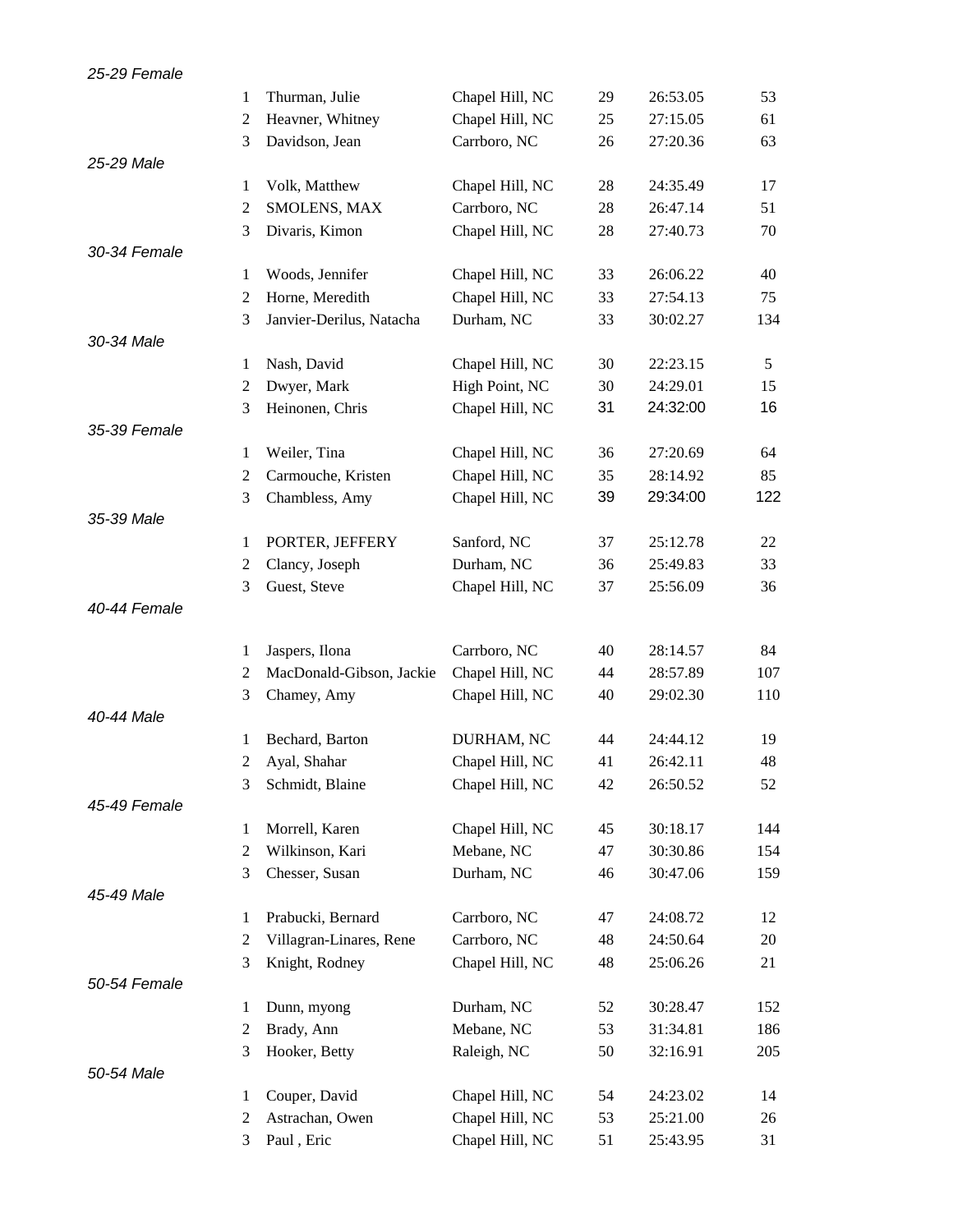*25-29 Female*

| | Name | City | Age | Time | Overall |
|---|---|---|---|---|---|
| 1 | Thurman, Julie | Chapel Hill, NC | 29 | 26:53.05 | 53 |
| 2 | Heavner, Whitney | Chapel Hill, NC | 25 | 27:15.05 | 61 |
| 3 | Davidson, Jean | Carrboro, NC | 26 | 27:20.36 | 63 |

*25-29 Male*

| | Name | City | Age | Time | Overall |
|---|---|---|---|---|---|
| 1 | Volk, Matthew | Chapel Hill, NC | 28 | 24:35.49 | 17 |
| 2 | SMOLENS, MAX | Carrboro, NC | 28 | 26:47.14 | 51 |
| 3 | Divaris, Kimon | Chapel Hill, NC | 28 | 27:40.73 | 70 |

*30-34 Female*

| | Name | City | Age | Time | Overall |
|---|---|---|---|---|---|
| 1 | Woods, Jennifer | Chapel Hill, NC | 33 | 26:06.22 | 40 |
| 2 | Horne, Meredith | Chapel Hill, NC | 33 | 27:54.13 | 75 |
| 3 | Janvier-Derilus, Natacha | Durham, NC | 33 | 30:02.27 | 134 |

*30-34 Male*

| | Name | City | Age | Time | Overall |
|---|---|---|---|---|---|
| 1 | Nash, David | Chapel Hill, NC | 30 | 22:23.15 | 5 |
| 2 | Dwyer, Mark | High Point, NC | 30 | 24:29.01 | 15 |
| 3 | Heinonen, Chris | Chapel Hill, NC | 31 | 24:32:00 | 16 |

*35-39 Female*

| | Name | City | Age | Time | Overall |
|---|---|---|---|---|---|
| 1 | Weiler, Tina | Chapel Hill, NC | 36 | 27:20.69 | 64 |
| 2 | Carmouche, Kristen | Chapel Hill, NC | 35 | 28:14.92 | 85 |
| 3 | Chambless, Amy | Chapel Hill, NC | 39 | 29:34:00 | 122 |

*35-39 Male*

| | Name | City | Age | Time | Overall |
|---|---|---|---|---|---|
| 1 | PORTER, JEFFERY | Sanford, NC | 37 | 25:12.78 | 22 |
| 2 | Clancy, Joseph | Durham, NC | 36 | 25:49.83 | 33 |
| 3 | Guest, Steve | Chapel Hill, NC | 37 | 25:56.09 | 36 |

*40-44 Female*

| | Name | City | Age | Time | Overall |
|---|---|---|---|---|---|
| 1 | Jaspers, Ilona | Carrboro, NC | 40 | 28:14.57 | 84 |
| 2 | MacDonald-Gibson, Jackie | Chapel Hill, NC | 44 | 28:57.89 | 107 |
| 3 | Chamey, Amy | Chapel Hill, NC | 40 | 29:02.30 | 110 |

*40-44 Male*

| | Name | City | Age | Time | Overall |
|---|---|---|---|---|---|
| 1 | Bechard, Barton | DURHAM, NC | 44 | 24:44.12 | 19 |
| 2 | Ayal, Shahar | Chapel Hill, NC | 41 | 26:42.11 | 48 |
| 3 | Schmidt, Blaine | Chapel Hill, NC | 42 | 26:50.52 | 52 |

*45-49 Female*

| | Name | City | Age | Time | Overall |
|---|---|---|---|---|---|
| 1 | Morrell, Karen | Chapel Hill, NC | 45 | 30:18.17 | 144 |
| 2 | Wilkinson, Kari | Mebane, NC | 47 | 30:30.86 | 154 |
| 3 | Chesser, Susan | Durham, NC | 46 | 30:47.06 | 159 |

*45-49 Male*

| | Name | City | Age | Time | Overall |
|---|---|---|---|---|---|
| 1 | Prabucki, Bernard | Carrboro, NC | 47 | 24:08.72 | 12 |
| 2 | Villagran-Linares, Rene | Carrboro, NC | 48 | 24:50.64 | 20 |
| 3 | Knight, Rodney | Chapel Hill, NC | 48 | 25:06.26 | 21 |

*50-54 Female*

| | Name | City | Age | Time | Overall |
|---|---|---|---|---|---|
| 1 | Dunn, myong | Durham, NC | 52 | 30:28.47 | 152 |
| 2 | Brady, Ann | Mebane, NC | 53 | 31:34.81 | 186 |
| 3 | Hooker, Betty | Raleigh, NC | 50 | 32:16.91 | 205 |

*50-54 Male*

| | Name | City | Age | Time | Overall |
|---|---|---|---|---|---|
| 1 | Couper, David | Chapel Hill, NC | 54 | 24:23.02 | 14 |
| 2 | Astrachan, Owen | Chapel Hill, NC | 53 | 25:21.00 | 26 |
| 3 | Paul , Eric | Chapel Hill, NC | 51 | 25:43.95 | 31 |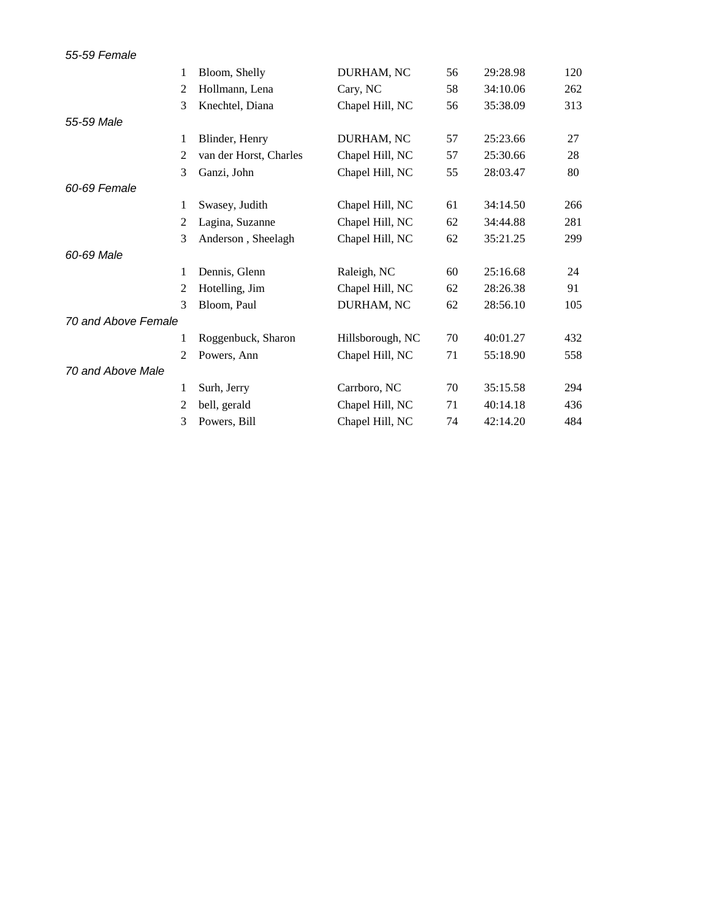*55-59 Female*

| | | | | | |
|---|---|---|---|---|---|
| 1 | Bloom, Shelly | DURHAM, NC | 56 | 29:28.98 | 120 |
| 2 | Hollmann, Lena | Cary, NC | 58 | 34:10.06 | 262 |
| 3 | Knechtel, Diana | Chapel Hill, NC | 56 | 35:38.09 | 313 |

*55-59 Male*

| | | | | | |
|---|---|---|---|---|---|
| 1 | Blinder, Henry | DURHAM, NC | 57 | 25:23.66 | 27 |
| 2 | van der Horst, Charles | Chapel Hill, NC | 57 | 25:30.66 | 28 |
| 3 | Ganzi, John | Chapel Hill, NC | 55 | 28:03.47 | 80 |

*60-69 Female*

| | | | | | |
|---|---|---|---|---|---|
| 1 | Swasey, Judith | Chapel Hill, NC | 61 | 34:14.50 | 266 |
| 2 | Lagina, Suzanne | Chapel Hill, NC | 62 | 34:44.88 | 281 |
| 3 | Anderson , Sheelagh | Chapel Hill, NC | 62 | 35:21.25 | 299 |

*60-69 Male*

| | | | | | |
|---|---|---|---|---|---|
| 1 | Dennis, Glenn | Raleigh, NC | 60 | 25:16.68 | 24 |
| 2 | Hotelling, Jim | Chapel Hill, NC | 62 | 28:26.38 | 91 |
| 3 | Bloom, Paul | DURHAM, NC | 62 | 28:56.10 | 105 |

*70 and Above Female*

| | | | | | |
|---|---|---|---|---|---|
| 1 | Roggenbuck, Sharon | Hillsborough, NC | 70 | 40:01.27 | 432 |
| 2 | Powers, Ann | Chapel Hill, NC | 71 | 55:18.90 | 558 |

*70 and Above Male*

| | | | | | |
|---|---|---|---|---|---|
| 1 | Surh, Jerry | Carrboro, NC | 70 | 35:15.58 | 294 |
| 2 | bell, gerald | Chapel Hill, NC | 71 | 40:14.18 | 436 |
| 3 | Powers, Bill | Chapel Hill, NC | 74 | 42:14.20 | 484 |